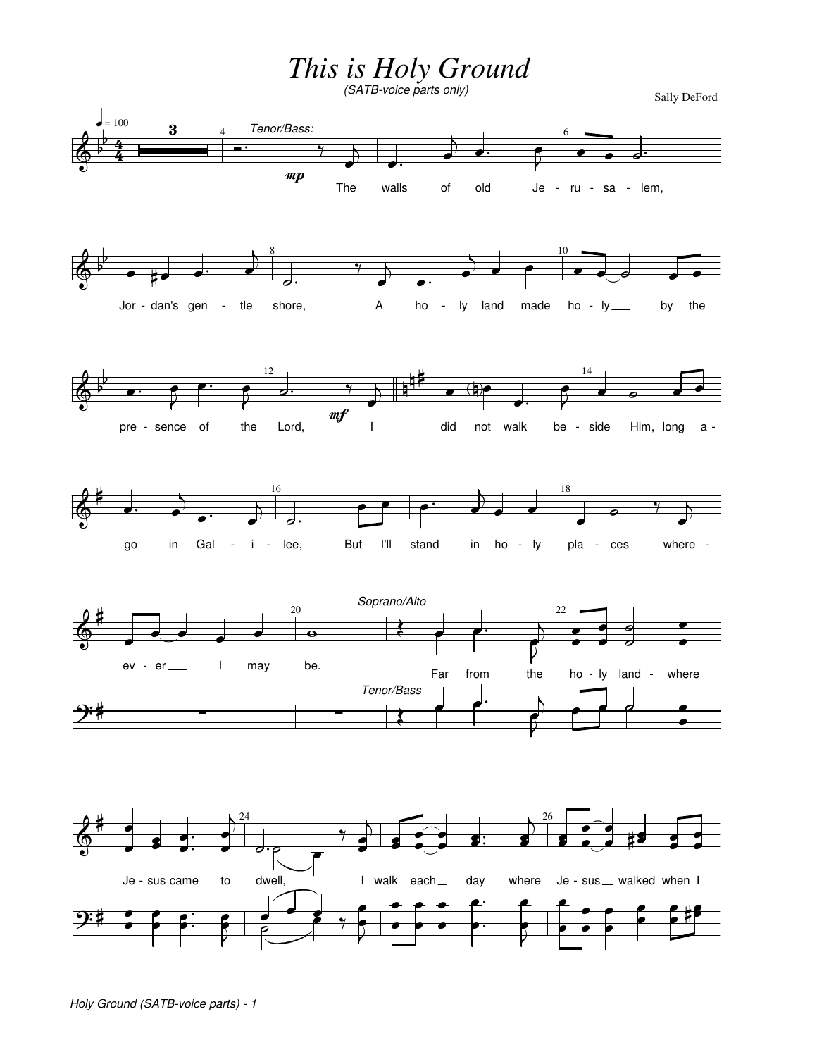# This is Holy Ground

*(SATB-voice parts only)*

Sally DeFord

♩ = 100

*Tenor/Bass:*

*mp*

The walls of old Je - ru - sa - lem, Jor - dan's gen - tle shore, A ho - ly land made ho - ly ___ by the pre - sence of the Lord,

*mf*

I did not walk be - side Him, long a - go in Gal - i - lee, But I'll stand in ho - ly pla - ces where - ev - er ___ I may be.

*Soprano/Alto*

*Tenor/Bass*

Far from the ho - ly land - where Je - sus came to dwell, I walk each ___ day where Je - sus ___ walked when I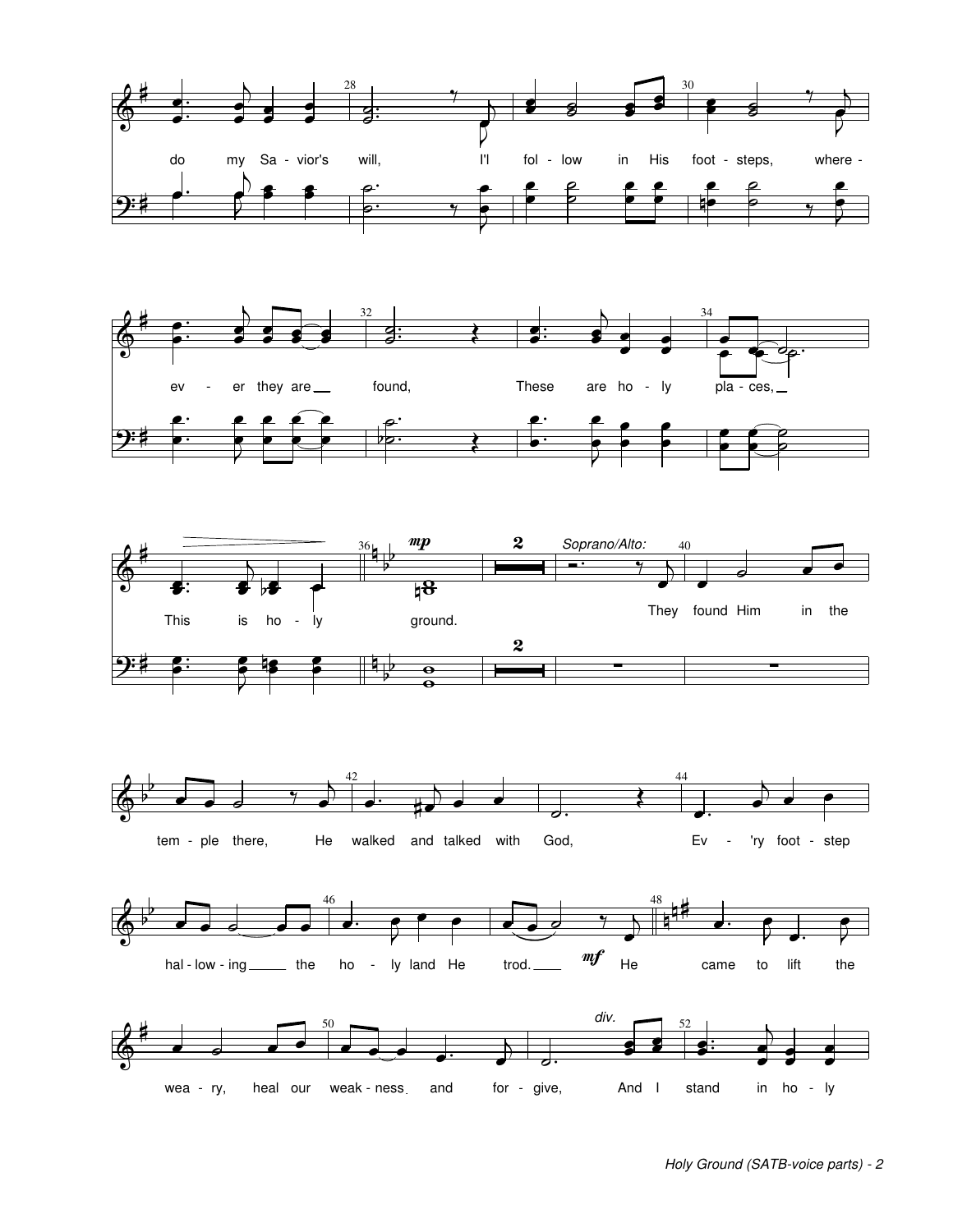do my Sa - vior's will, I'l fol - low in His foot - steps, where - ev - er they are found, These are ho - ly pla - ces, This is ho - ly ground.

*mp*

*Soprano/Alto:*

They found Him in the tem - ple there, He walked and talked with God, Ev - 'ry foot - step hal - low - ing the ho - ly land He trod.

*mf*

He came to lift the wea - ry, heal our weak - ness and for - give,

*div.*

And I stand in ho - ly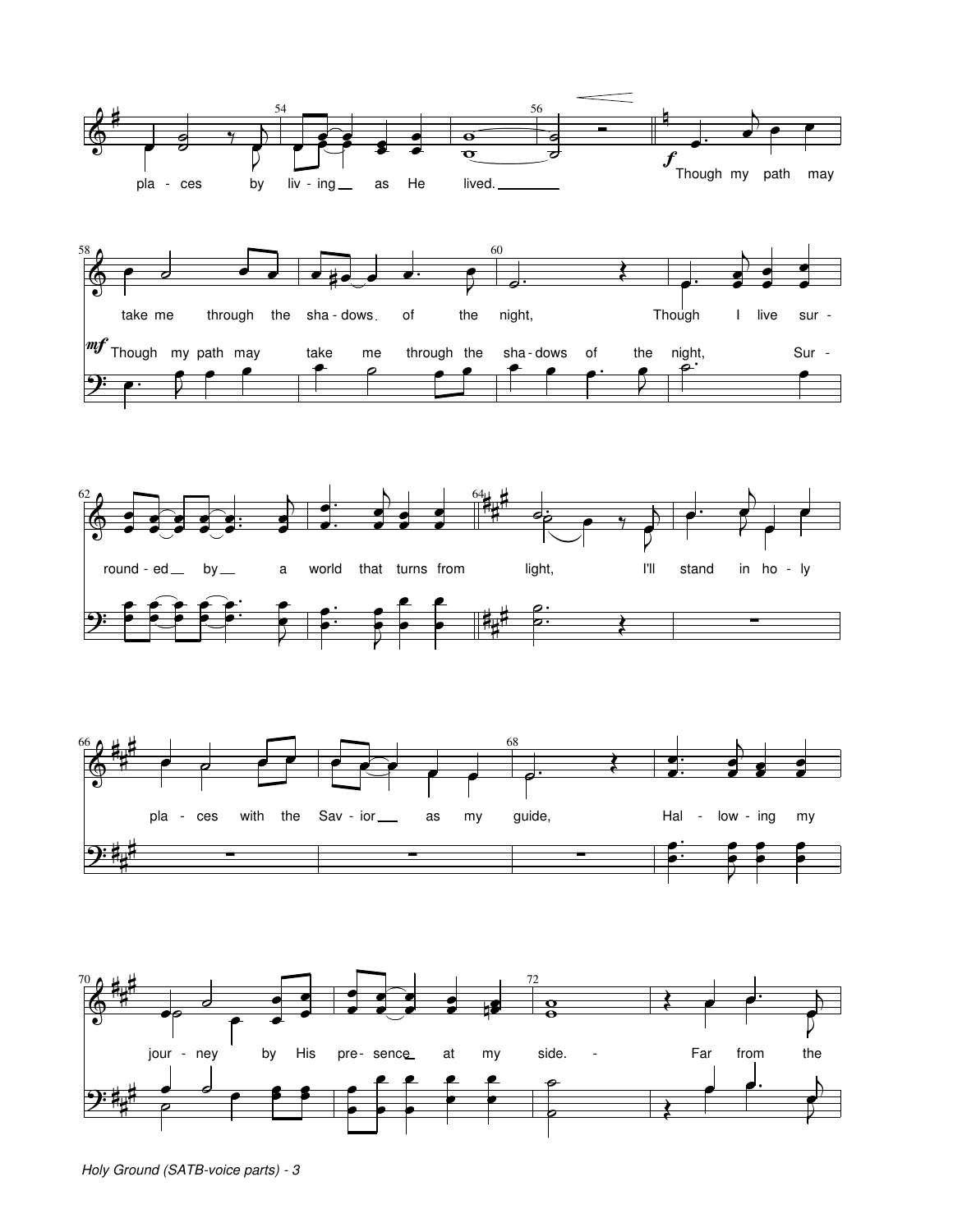pla - ces by liv - ing as He lived.

*f* Though my path may take me through the sha - dows of the night,

Though I live sur - round - ed by a world that turns from light,

*mf* Though my path may take me through the sha - dows of the night, Sur -

I'll stand in ho - ly pla - ces with the Sav - ior as my guide,

Hal - low - ing my jour - ney by His pre - sence at my side.

Far from the

Holy Ground (SATB-voice parts) - 3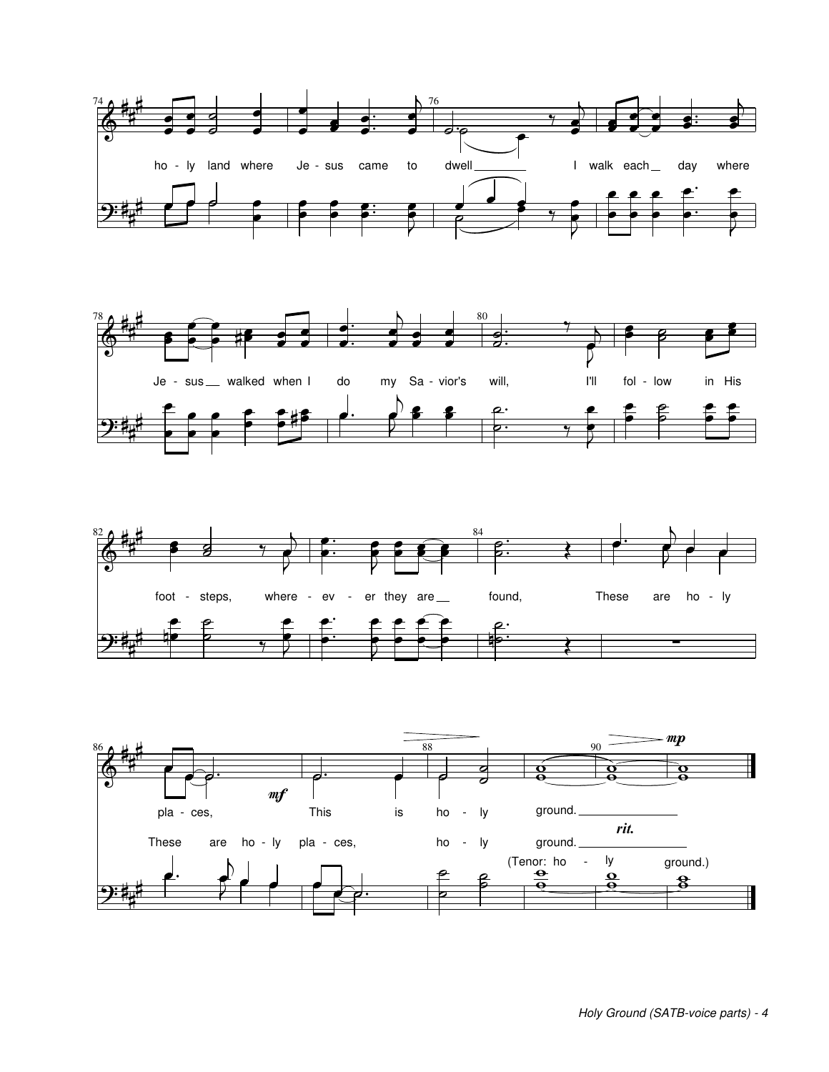74

ho - ly land where Je - sus came to dwell I walk each day where

78

Je - sus walked when I do my Sa - vior's will, I'll fol - low in His

82

foot - steps, where - ev - er they are found, These are ho - ly

86

pla - ces, This is ho - ly ground.

These are ho - ly pla - ces, ho - ly ground.

(Tenor: ho - ly ground.)

*mf* *mp* *rit.*

*Holy Ground (SATB-voice parts) - 4*